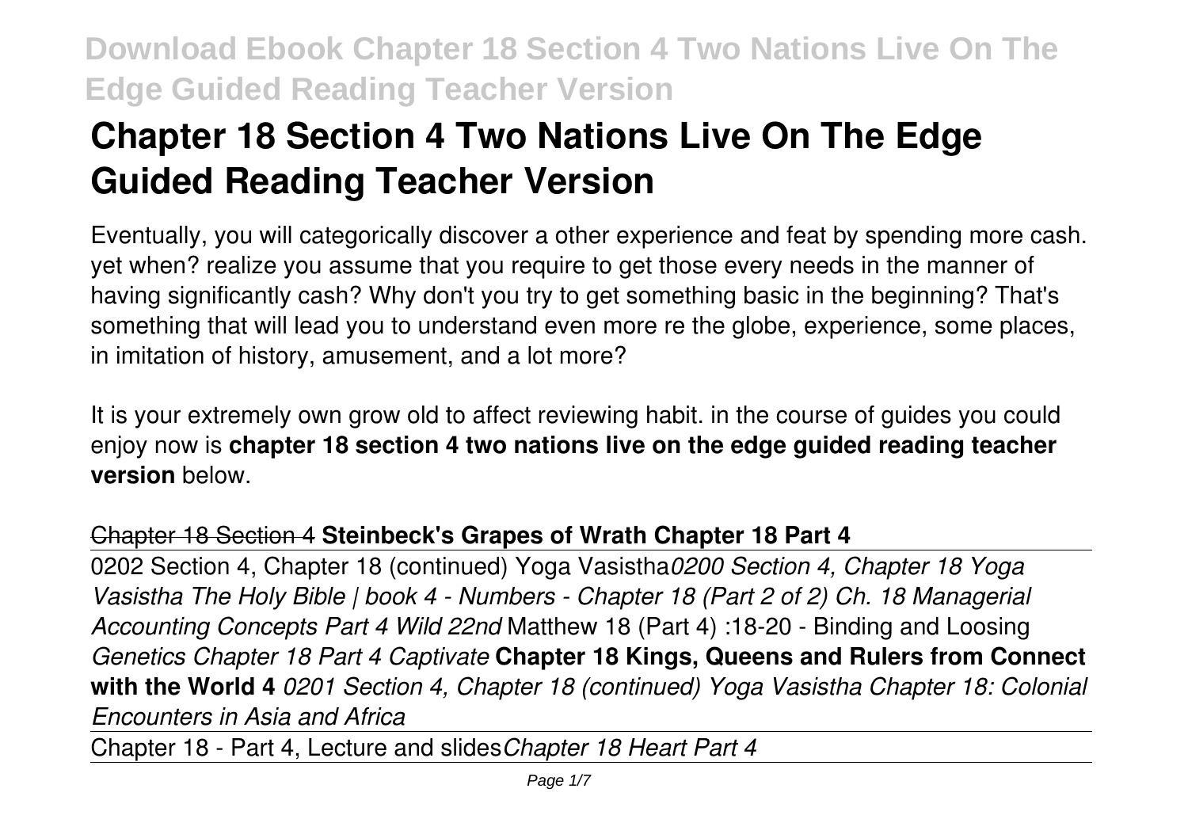# Chapter 18 Section 4 Two Nations Live On The Edge Guided Reading Teacher Version

Eventually, you will categorically discover a other experience and feat by spending more cash. yet when? realize you assume that you require to get those every needs in the manner of having significantly cash? Why don't you try to get something basic in the beginning? That's something that will lead you to understand even more re the globe, experience, some places, in imitation of history, amusement, and a lot more?

It is your extremely own grow old to affect reviewing habit. in the course of guides you could enjoy now is **chapter 18 section 4 two nations live on the edge guided reading teacher version** below.

Chapter 18 Section 4 **Steinbeck's Grapes of Wrath Chapter 18 Part 4**

0202 Section 4, Chapter 18 (continued) Yoga Vasistha *0200 Section 4, Chapter 18 Yoga Vasistha The Holy Bible | book 4 - Numbers - Chapter 18 (Part 2 of 2) Ch. 18 Managerial Accounting Concepts Part 4 Wild 22nd* Matthew 18 (Part 4) :18-20 - Binding and Loosing *Genetics Chapter 18 Part 4 Captivate* **Chapter 18 Kings, Queens and Rulers from Connect with the World 4** *0201 Section 4, Chapter 18 (continued) Yoga Vasistha Chapter 18: Colonial Encounters in Asia and Africa*

Chapter 18 - Part 4, Lecture and slides *Chapter 18 Heart Part 4*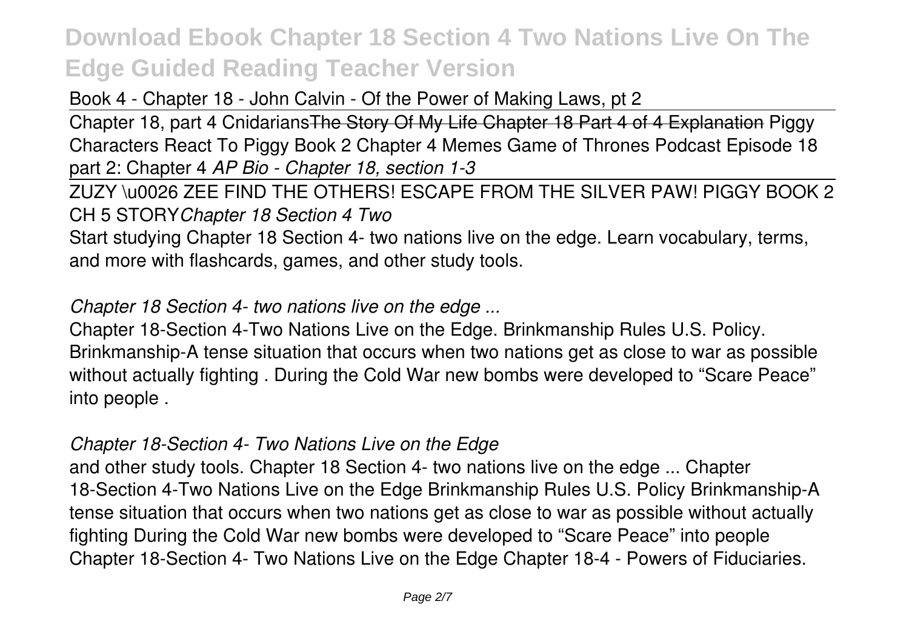Book 4 - Chapter 18 - John Calvin - Of the Power of Making Laws, pt 2

Chapter 18, part 4 Cnidarians~~The Story Of My Life Chapter 18 Part 4 of 4 Explanation~~ Piggy Characters React To Piggy Book 2 Chapter 4 Memes Game of Thrones Podcast Episode 18 part 2: Chapter 4 *AP Bio - Chapter 18, section 1-3*

ZUZY \u0026 ZEE FIND THE OTHERS! ESCAPE FROM THE SILVER PAW! PIGGY BOOK 2 CH 5 STORY*Chapter 18 Section 4 Two*

Start studying Chapter 18 Section 4- two nations live on the edge. Learn vocabulary, terms, and more with flashcards, games, and other study tools.

*Chapter 18 Section 4- two nations live on the edge ...*

Chapter 18-Section 4-Two Nations Live on the Edge. Brinkmanship Rules U.S. Policy. Brinkmanship-A tense situation that occurs when two nations get as close to war as possible without actually fighting . During the Cold War new bombs were developed to "Scare Peace" into people .

*Chapter 18-Section 4- Two Nations Live on the Edge*

and other study tools. Chapter 18 Section 4- two nations live on the edge ... Chapter 18-Section 4-Two Nations Live on the Edge Brinkmanship Rules U.S. Policy Brinkmanship-A tense situation that occurs when two nations get as close to war as possible without actually fighting During the Cold War new bombs were developed to "Scare Peace" into people Chapter 18-Section 4- Two Nations Live on the Edge Chapter 18-4 - Powers of Fiduciaries.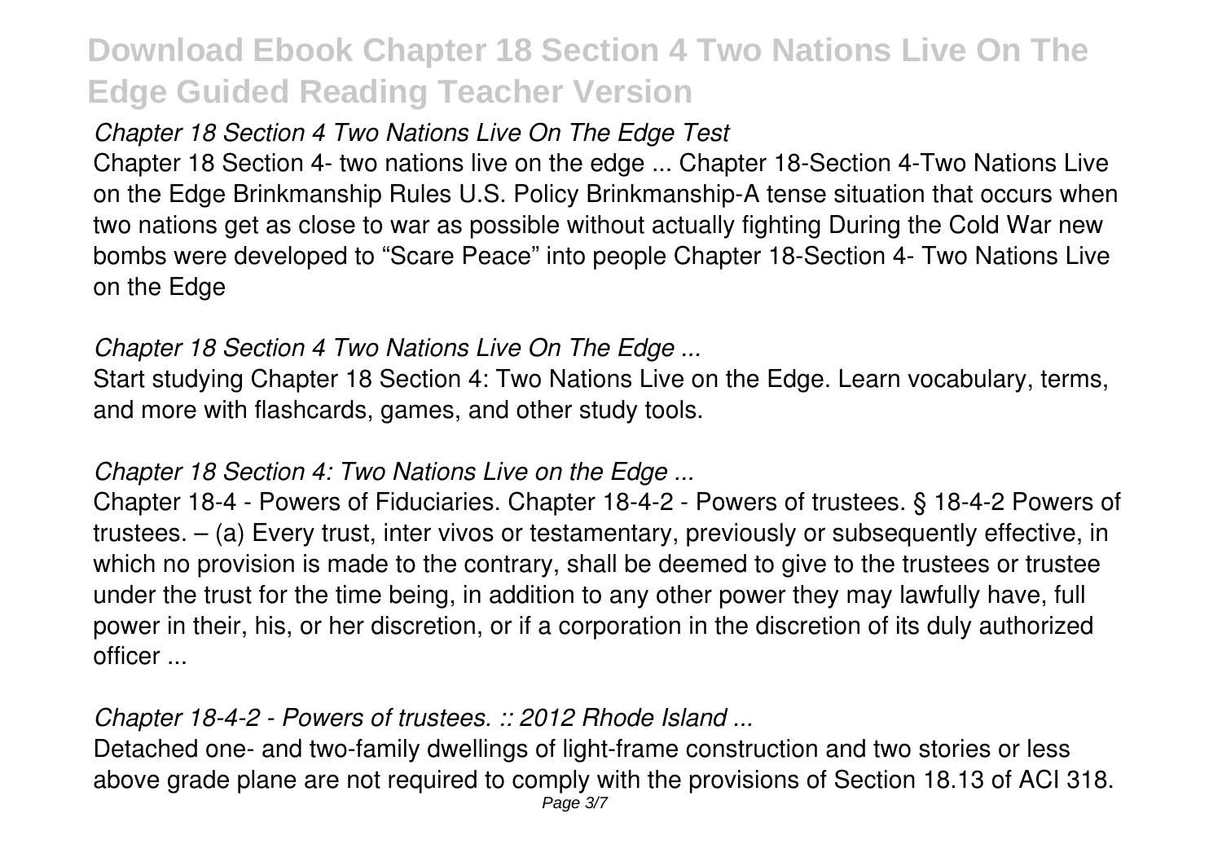*Chapter 18 Section 4 Two Nations Live On The Edge Test*

Chapter 18 Section 4- two nations live on the edge ... Chapter 18-Section 4-Two Nations Live on the Edge Brinkmanship Rules U.S. Policy Brinkmanship-A tense situation that occurs when two nations get as close to war as possible without actually fighting During the Cold War new bombs were developed to "Scare Peace" into people Chapter 18-Section 4- Two Nations Live on the Edge

*Chapter 18 Section 4 Two Nations Live On The Edge ...*

Start studying Chapter 18 Section 4: Two Nations Live on the Edge. Learn vocabulary, terms, and more with flashcards, games, and other study tools.

*Chapter 18 Section 4: Two Nations Live on the Edge ...*

Chapter 18-4 - Powers of Fiduciaries. Chapter 18-4-2 - Powers of trustees. § 18-4-2 Powers of trustees. – (a) Every trust, inter vivos or testamentary, previously or subsequently effective, in which no provision is made to the contrary, shall be deemed to give to the trustees or trustee under the trust for the time being, in addition to any other power they may lawfully have, full power in their, his, or her discretion, or if a corporation in the discretion of its duly authorized officer ...

*Chapter 18-4-2 - Powers of trustees. :: 2012 Rhode Island ...*

Detached one- and two-family dwellings of light-frame construction and two stories or less above grade plane are not required to comply with the provisions of Section 18.13 of ACI 318.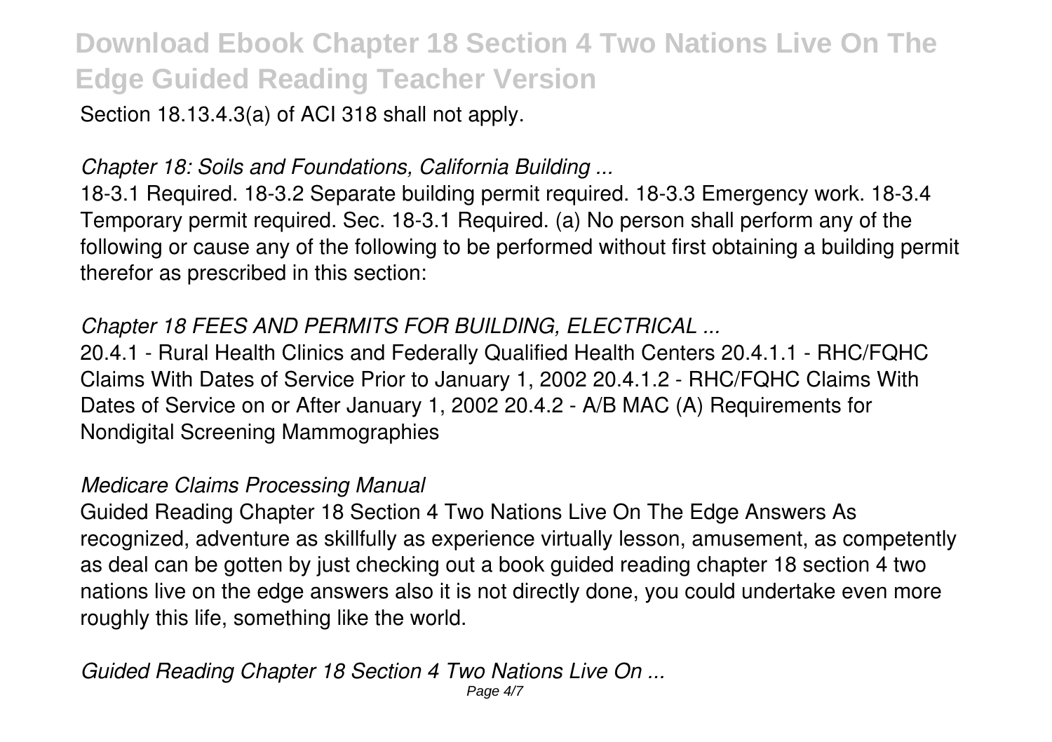Section 18.13.4.3(a) of ACI 318 shall not apply.

*Chapter 18: Soils and Foundations, California Building ...*

18-3.1 Required. 18-3.2 Separate building permit required. 18-3.3 Emergency work. 18-3.4 Temporary permit required. Sec. 18-3.1 Required. (a) No person shall perform any of the following or cause any of the following to be performed without first obtaining a building permit therefor as prescribed in this section:

*Chapter 18 FEES AND PERMITS FOR BUILDING, ELECTRICAL ...*

20.4.1 - Rural Health Clinics and Federally Qualified Health Centers 20.4.1.1 - RHC/FQHC Claims With Dates of Service Prior to January 1, 2002 20.4.1.2 - RHC/FQHC Claims With Dates of Service on or After January 1, 2002 20.4.2 - A/B MAC (A) Requirements for Nondigital Screening Mammographies

*Medicare Claims Processing Manual*

Guided Reading Chapter 18 Section 4 Two Nations Live On The Edge Answers As recognized, adventure as skillfully as experience virtually lesson, amusement, as competently as deal can be gotten by just checking out a book guided reading chapter 18 section 4 two nations live on the edge answers also it is not directly done, you could undertake even more roughly this life, something like the world.

*Guided Reading Chapter 18 Section 4 Two Nations Live On ...*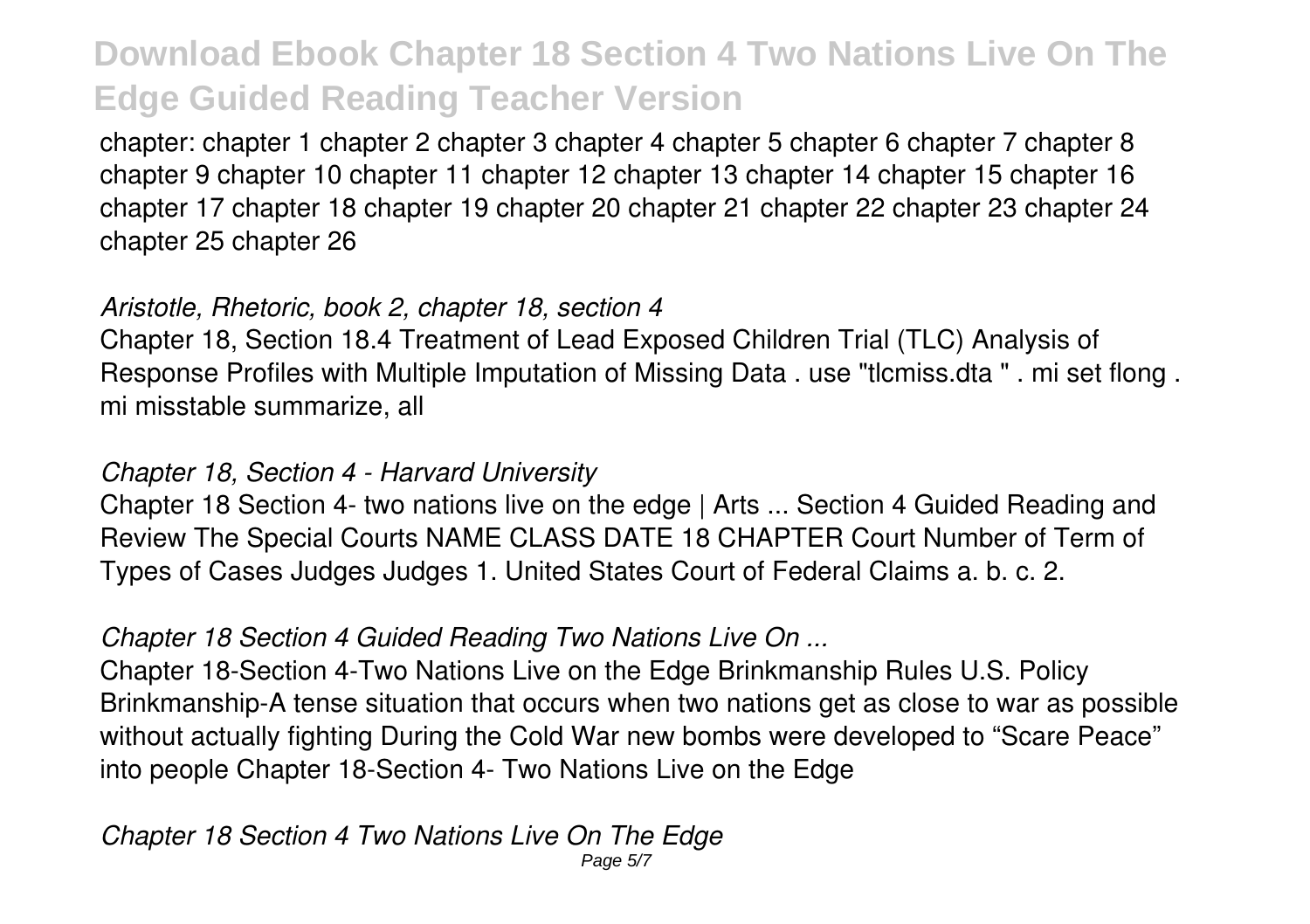chapter: chapter 1 chapter 2 chapter 3 chapter 4 chapter 5 chapter 6 chapter 7 chapter 8 chapter 9 chapter 10 chapter 11 chapter 12 chapter 13 chapter 14 chapter 15 chapter 16 chapter 17 chapter 18 chapter 19 chapter 20 chapter 21 chapter 22 chapter 23 chapter 24 chapter 25 chapter 26

*Aristotle, Rhetoric, book 2, chapter 18, section 4*

Chapter 18, Section 18.4 Treatment of Lead Exposed Children Trial (TLC) Analysis of Response Profiles with Multiple Imputation of Missing Data . use "tlcmiss.dta " . mi set flong . mi misstable summarize, all

*Chapter 18, Section 4 - Harvard University*

Chapter 18 Section 4- two nations live on the edge | Arts ... Section 4 Guided Reading and Review The Special Courts NAME CLASS DATE 18 CHAPTER Court Number of Term of Types of Cases Judges Judges 1. United States Court of Federal Claims a. b. c. 2.

*Chapter 18 Section 4 Guided Reading Two Nations Live On ...*

Chapter 18-Section 4-Two Nations Live on the Edge Brinkmanship Rules U.S. Policy Brinkmanship-A tense situation that occurs when two nations get as close to war as possible without actually fighting During the Cold War new bombs were developed to "Scare Peace" into people Chapter 18-Section 4- Two Nations Live on the Edge

*Chapter 18 Section 4 Two Nations Live On The Edge*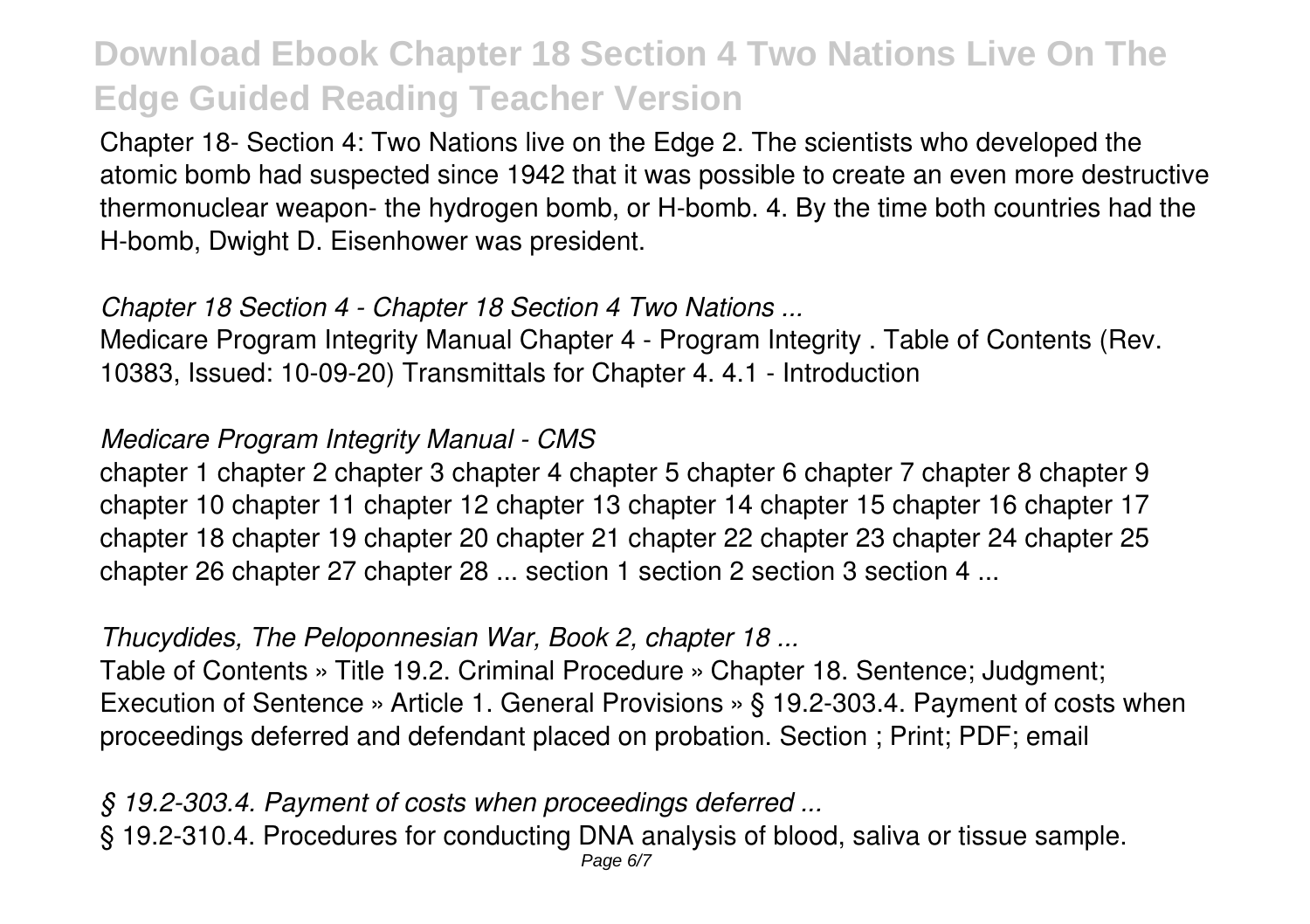Chapter 18- Section 4: Two Nations live on the Edge 2. The scientists who developed the atomic bomb had suspected since 1942 that it was possible to create an even more destructive thermonuclear weapon- the hydrogen bomb, or H-bomb. 4. By the time both countries had the H-bomb, Dwight D. Eisenhower was president.

*Chapter 18 Section 4 - Chapter 18 Section 4 Two Nations ...*

Medicare Program Integrity Manual Chapter 4 - Program Integrity . Table of Contents (Rev. 10383, Issued: 10-09-20) Transmittals for Chapter 4. 4.1 - Introduction

*Medicare Program Integrity Manual - CMS*

chapter 1 chapter 2 chapter 3 chapter 4 chapter 5 chapter 6 chapter 7 chapter 8 chapter 9 chapter 10 chapter 11 chapter 12 chapter 13 chapter 14 chapter 15 chapter 16 chapter 17 chapter 18 chapter 19 chapter 20 chapter 21 chapter 22 chapter 23 chapter 24 chapter 25 chapter 26 chapter 27 chapter 28 ... section 1 section 2 section 3 section 4 ...

*Thucydides, The Peloponnesian War, Book 2, chapter 18 ...*

Table of Contents » Title 19.2. Criminal Procedure » Chapter 18. Sentence; Judgment; Execution of Sentence » Article 1. General Provisions » § 19.2-303.4. Payment of costs when proceedings deferred and defendant placed on probation. Section ; Print; PDF; email

*§ 19.2-303.4. Payment of costs when proceedings deferred ...*

§ 19.2-310.4. Procedures for conducting DNA analysis of blood, saliva or tissue sample.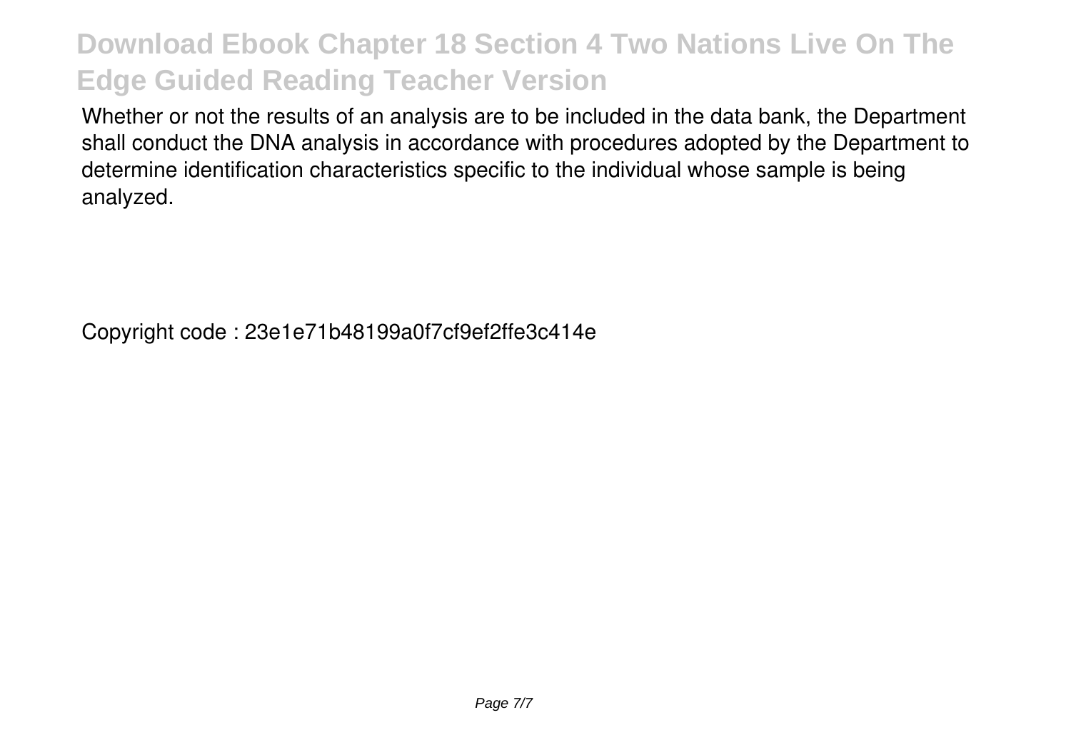Whether or not the results of an analysis are to be included in the data bank, the Department shall conduct the DNA analysis in accordance with procedures adopted by the Department to determine identification characteristics specific to the individual whose sample is being analyzed.

Copyright code : 23e1e71b48199a0f7cf9ef2ffe3c414e